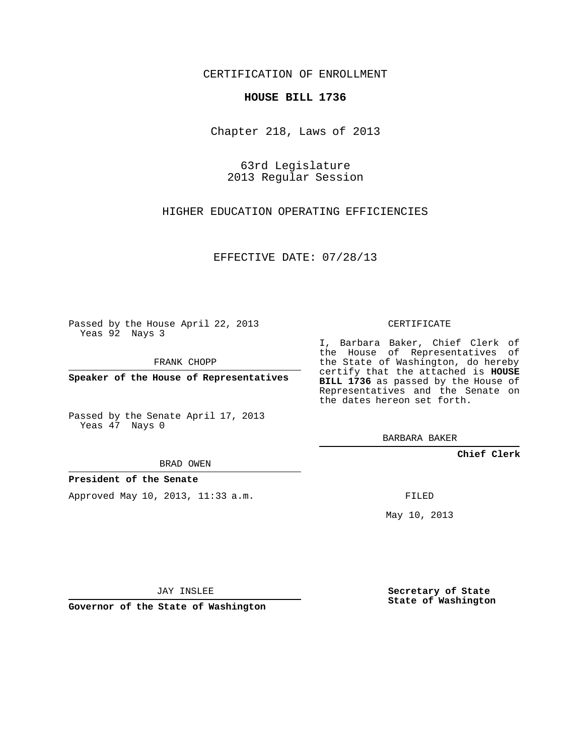CERTIFICATION OF ENROLLMENT

**HOUSE BILL 1736**

Chapter 218, Laws of 2013

63rd Legislature
2013 Regular Session

HIGHER EDUCATION OPERATING EFFICIENCIES

EFFECTIVE DATE: 07/28/13

Passed by the House April 22, 2013
Yeas 92 Nays 3

FRANK CHOPP

**Speaker of the House of Representatives**

Passed by the Senate April 17, 2013
Yeas 47 Nays 0

BRAD OWEN

**President of the Senate**

Approved May 10, 2013, 11:33 a.m.

JAY INSLEE

**Governor of the State of Washington**

CERTIFICATE

I, Barbara Baker, Chief Clerk of the House of Representatives of the State of Washington, do hereby certify that the attached is **HOUSE BILL 1736** as passed by the House of Representatives and the Senate on the dates hereon set forth.

BARBARA BAKER

**Chief Clerk**

FILED

May 10, 2013

**Secretary of State**
**State of Washington**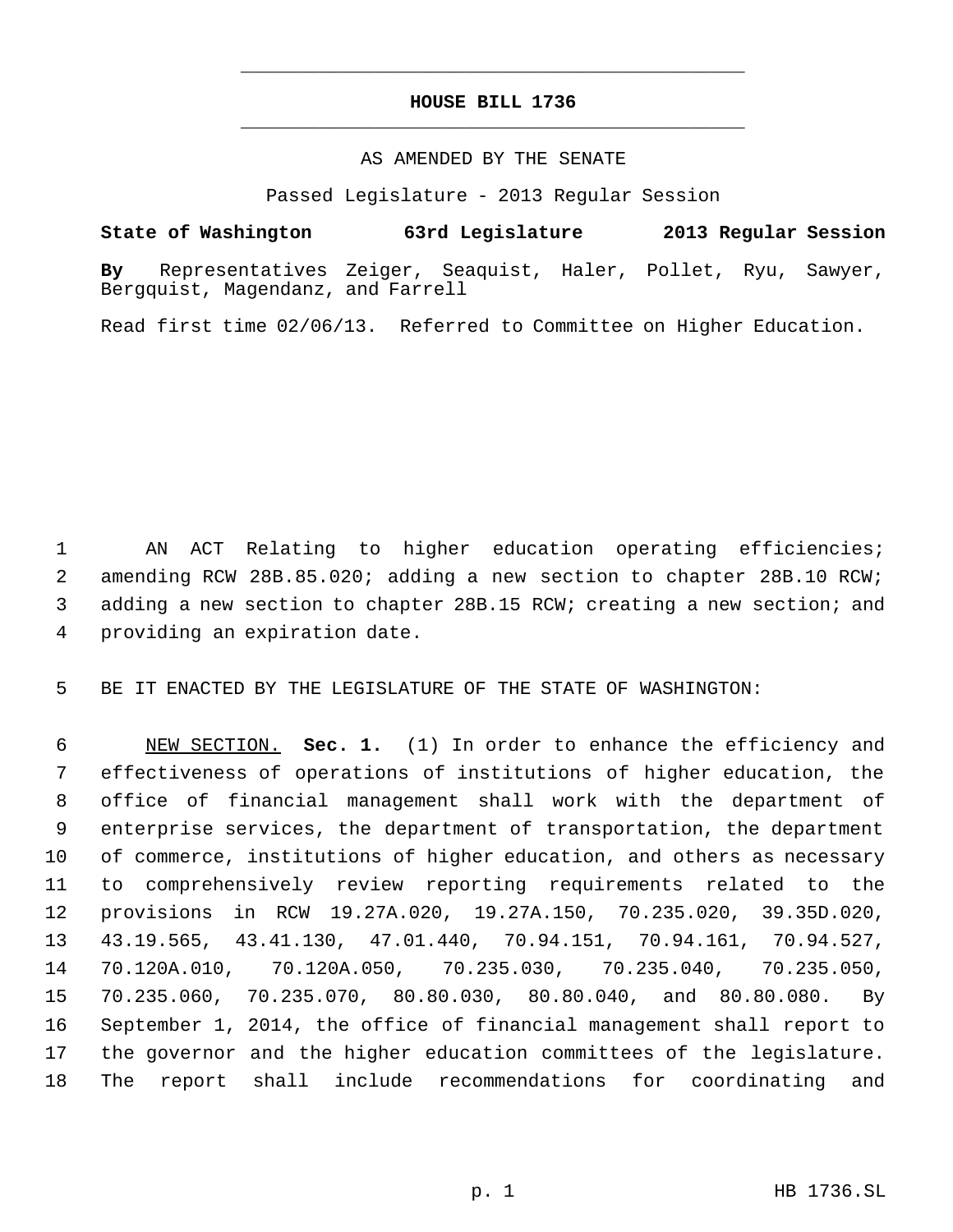# HOUSE BILL 1736

AS AMENDED BY THE SENATE

Passed Legislature - 2013 Regular Session

**State of Washington 63rd Legislature 2013 Regular Session**

**By** Representatives Zeiger, Seaquist, Haler, Pollet, Ryu, Sawyer, Bergquist, Magendanz, and Farrell

Read first time 02/06/13. Referred to Committee on Higher Education.

AN ACT Relating to higher education operating efficiencies; amending RCW 28B.85.020; adding a new section to chapter 28B.10 RCW; adding a new section to chapter 28B.15 RCW; creating a new section; and providing an expiration date.

BE IT ENACTED BY THE LEGISLATURE OF THE STATE OF WASHINGTON:

NEW SECTION. **Sec. 1.** (1) In order to enhance the efficiency and effectiveness of operations of institutions of higher education, the office of financial management shall work with the department of enterprise services, the department of transportation, the department of commerce, institutions of higher education, and others as necessary to comprehensively review reporting requirements related to the provisions in RCW 19.27A.020, 19.27A.150, 70.235.020, 39.35D.020, 43.19.565, 43.41.130, 47.01.440, 70.94.151, 70.94.161, 70.94.527, 70.120A.010, 70.120A.050, 70.235.030, 70.235.040, 70.235.050, 70.235.060, 70.235.070, 80.80.030, 80.80.040, and 80.80.080. By September 1, 2014, the office of financial management shall report to the governor and the higher education committees of the legislature. The report shall include recommendations for coordinating and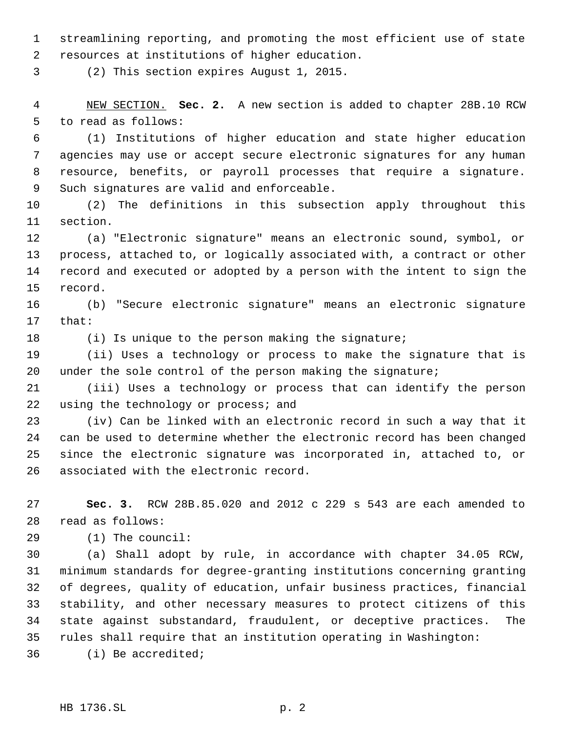streamlining reporting, and promoting the most efficient use of state resources at institutions of higher education.

(2) This section expires August 1, 2015.

NEW SECTION. **Sec. 2.** A new section is added to chapter 28B.10 RCW to read as follows:

(1) Institutions of higher education and state higher education agencies may use or accept secure electronic signatures for any human resource, benefits, or payroll processes that require a signature. Such signatures are valid and enforceable.

(2) The definitions in this subsection apply throughout this section.

(a) "Electronic signature" means an electronic sound, symbol, or process, attached to, or logically associated with, a contract or other record and executed or adopted by a person with the intent to sign the record.

(b) "Secure electronic signature" means an electronic signature that:

(i) Is unique to the person making the signature;

(ii) Uses a technology or process to make the signature that is under the sole control of the person making the signature;

(iii) Uses a technology or process that can identify the person using the technology or process; and

(iv) Can be linked with an electronic record in such a way that it can be used to determine whether the electronic record has been changed since the electronic signature was incorporated in, attached to, or associated with the electronic record.

**Sec. 3.** RCW 28B.85.020 and 2012 c 229 s 543 are each amended to read as follows:

(1) The council:

(a) Shall adopt by rule, in accordance with chapter 34.05 RCW, minimum standards for degree-granting institutions concerning granting of degrees, quality of education, unfair business practices, financial stability, and other necessary measures to protect citizens of this state against substandard, fraudulent, or deceptive practices. The rules shall require that an institution operating in Washington:

(i) Be accredited;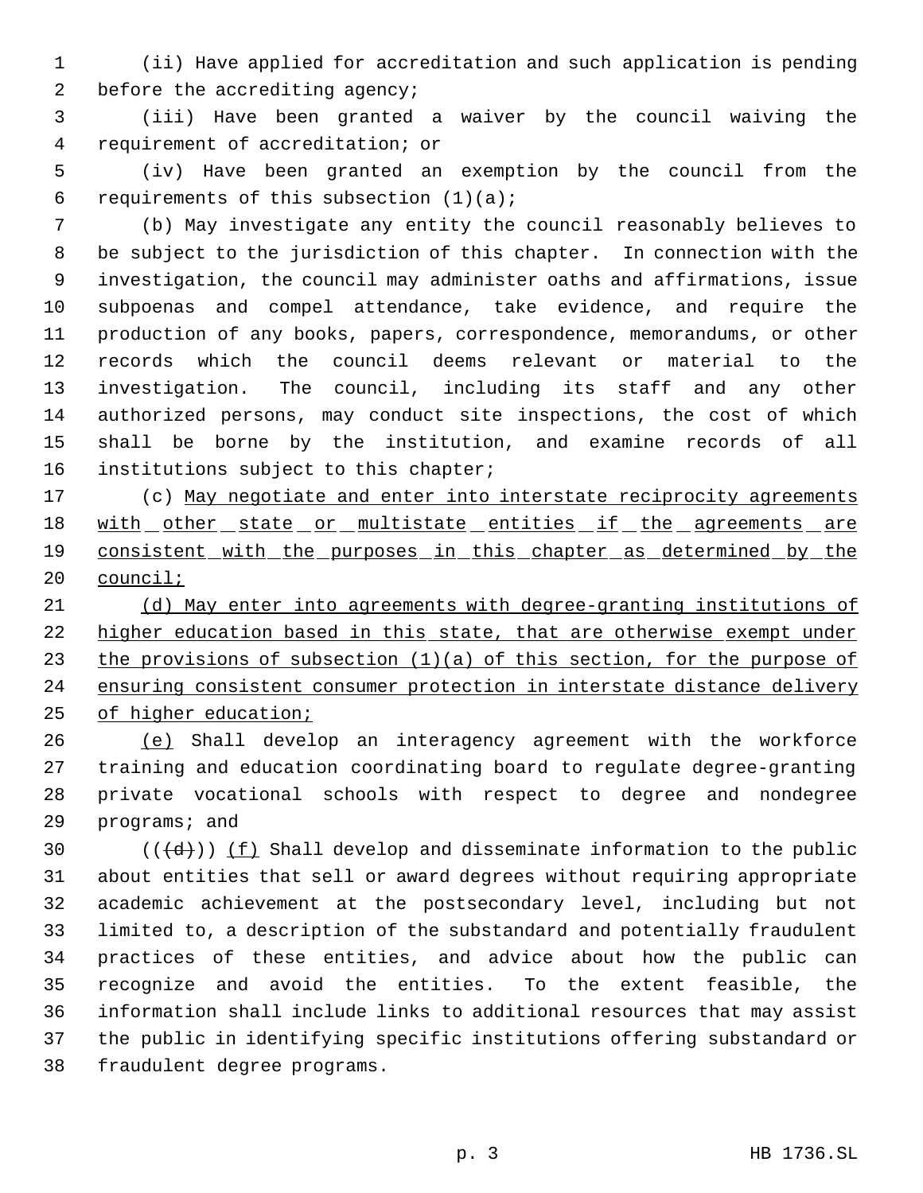(ii) Have applied for accreditation and such application is pending before the accrediting agency;

(iii) Have been granted a waiver by the council waiving the requirement of accreditation; or

(iv) Have been granted an exemption by the council from the requirements of this subsection (1)(a);

(b) May investigate any entity the council reasonably believes to be subject to the jurisdiction of this chapter. In connection with the investigation, the council may administer oaths and affirmations, issue subpoenas and compel attendance, take evidence, and require the production of any books, papers, correspondence, memorandums, or other records which the council deems relevant or material to the investigation. The council, including its staff and any other authorized persons, may conduct site inspections, the cost of which shall be borne by the institution, and examine records of all institutions subject to this chapter;

(c) May negotiate and enter into interstate reciprocity agreements with other state or multistate entities if the agreements are consistent with the purposes in this chapter as determined by the council;

(d) May enter into agreements with degree-granting institutions of higher education based in this state, that are otherwise exempt under the provisions of subsection (1)(a) of this section, for the purpose of ensuring consistent consumer protection in interstate distance delivery of higher education;

(e) Shall develop an interagency agreement with the workforce training and education coordinating board to regulate degree-granting private vocational schools with respect to degree and nondegree programs; and

((~~(d)~~)) (f) Shall develop and disseminate information to the public about entities that sell or award degrees without requiring appropriate academic achievement at the postsecondary level, including but not limited to, a description of the substandard and potentially fraudulent practices of these entities, and advice about how the public can recognize and avoid the entities. To the extent feasible, the information shall include links to additional resources that may assist the public in identifying specific institutions offering substandard or fraudulent degree programs.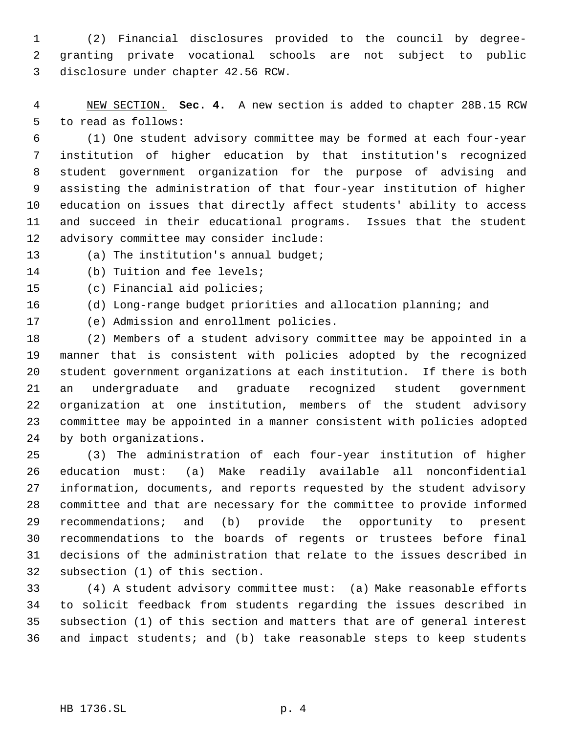(2) Financial disclosures provided to the council by degree-granting private vocational schools are not subject to public disclosure under chapter 42.56 RCW.

NEW SECTION. **Sec. 4.** A new section is added to chapter 28B.15 RCW to read as follows:

(1) One student advisory committee may be formed at each four-year institution of higher education by that institution's recognized student government organization for the purpose of advising and assisting the administration of that four-year institution of higher education on issues that directly affect students' ability to access and succeed in their educational programs. Issues that the student advisory committee may consider include:

(a) The institution's annual budget;

(b) Tuition and fee levels;

(c) Financial aid policies;

(d) Long-range budget priorities and allocation planning; and

(e) Admission and enrollment policies.

(2) Members of a student advisory committee may be appointed in a manner that is consistent with policies adopted by the recognized student government organizations at each institution. If there is both an undergraduate and graduate recognized student government organization at one institution, members of the student advisory committee may be appointed in a manner consistent with policies adopted by both organizations.

(3) The administration of each four-year institution of higher education must: (a) Make readily available all nonconfidential information, documents, and reports requested by the student advisory committee and that are necessary for the committee to provide informed recommendations; and (b) provide the opportunity to present recommendations to the boards of regents or trustees before final decisions of the administration that relate to the issues described in subsection (1) of this section.

(4) A student advisory committee must: (a) Make reasonable efforts to solicit feedback from students regarding the issues described in subsection (1) of this section and matters that are of general interest and impact students; and (b) take reasonable steps to keep students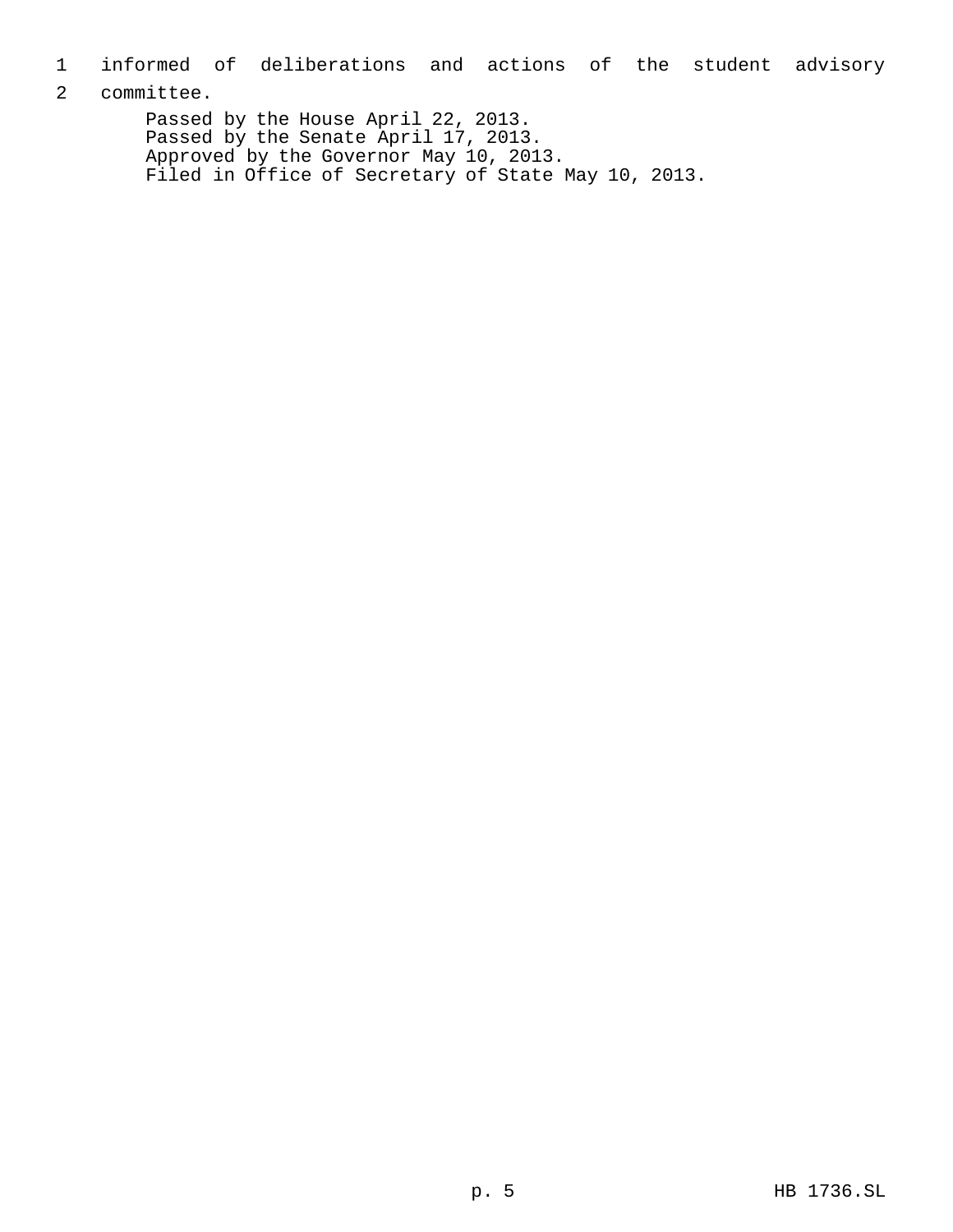informed of deliberations and actions of the student advisory committee.

Passed by the House April 22, 2013.
Passed by the Senate April 17, 2013.
Approved by the Governor May 10, 2013.
Filed in Office of Secretary of State May 10, 2013.